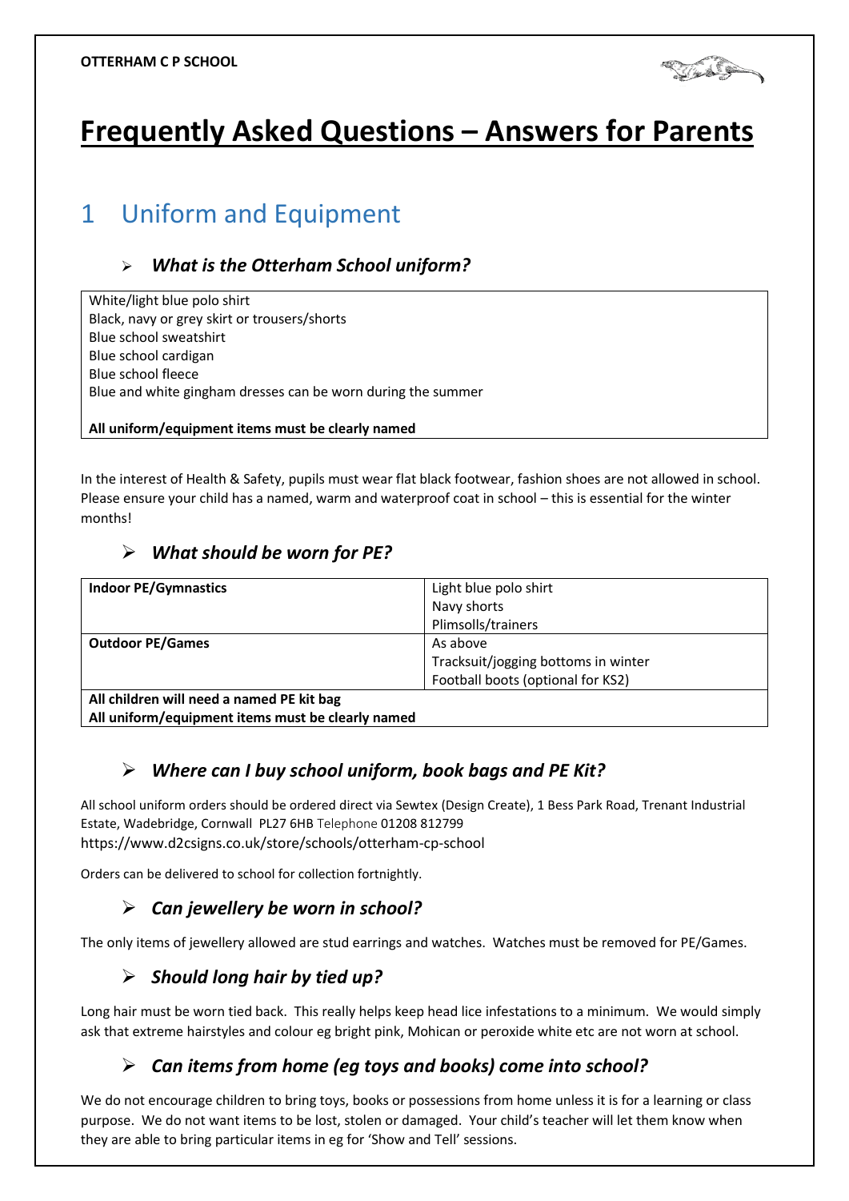**OTTERHAM C P SCHOOL**

# Frequently Asked Questions – Answers for Parents

## 1 Uniform and Equipment

### *What is the Otterham School uniform?*

White/light blue polo shirt
Black, navy or grey skirt or trousers/shorts
Blue school sweatshirt
Blue school cardigan
Blue school fleece
Blue and white gingham dresses can be worn during the summer

**All uniform/equipment items must be clearly named**

In the interest of Health & Safety, pupils must wear flat black footwear, fashion shoes are not allowed in school. Please ensure your child has a named, warm and waterproof coat in school – this is essential for the winter months!

### *What should be worn for PE?*

| | |
|---|---|
| **Indoor PE/Gymnastics** | Light blue polo shirt<br>Navy shorts<br>Plimsolls/trainers |
| **Outdoor PE/Games** | As above<br>Tracksuit/jogging bottoms in winter<br>Football boots (optional for KS2) |
| **All children will need a named PE kit bag**<br>**All uniform/equipment items must be clearly named** | |

### *Where can I buy school uniform, book bags and PE Kit?*

All school uniform orders should be ordered direct via Sewtex (Design Create), 1 Bess Park Road, Trenant Industrial Estate, Wadebridge, Cornwall PL27 6HB Telephone 01208 812799
https://www.d2csigns.co.uk/store/schools/otterham-cp-school

Orders can be delivered to school for collection fortnightly.

### *Can jewellery be worn in school?*

The only items of jewellery allowed are stud earrings and watches. Watches must be removed for PE/Games.

### *Should long hair by tied up?*

Long hair must be worn tied back. This really helps keep head lice infestations to a minimum. We would simply ask that extreme hairstyles and colour eg bright pink, Mohican or peroxide white etc are not worn at school.

### *Can items from home (eg toys and books) come into school?*

We do not encourage children to bring toys, books or possessions from home unless it is for a learning or class purpose. We do not want items to be lost, stolen or damaged. Your child's teacher will let them know when they are able to bring particular items in eg for 'Show and Tell' sessions.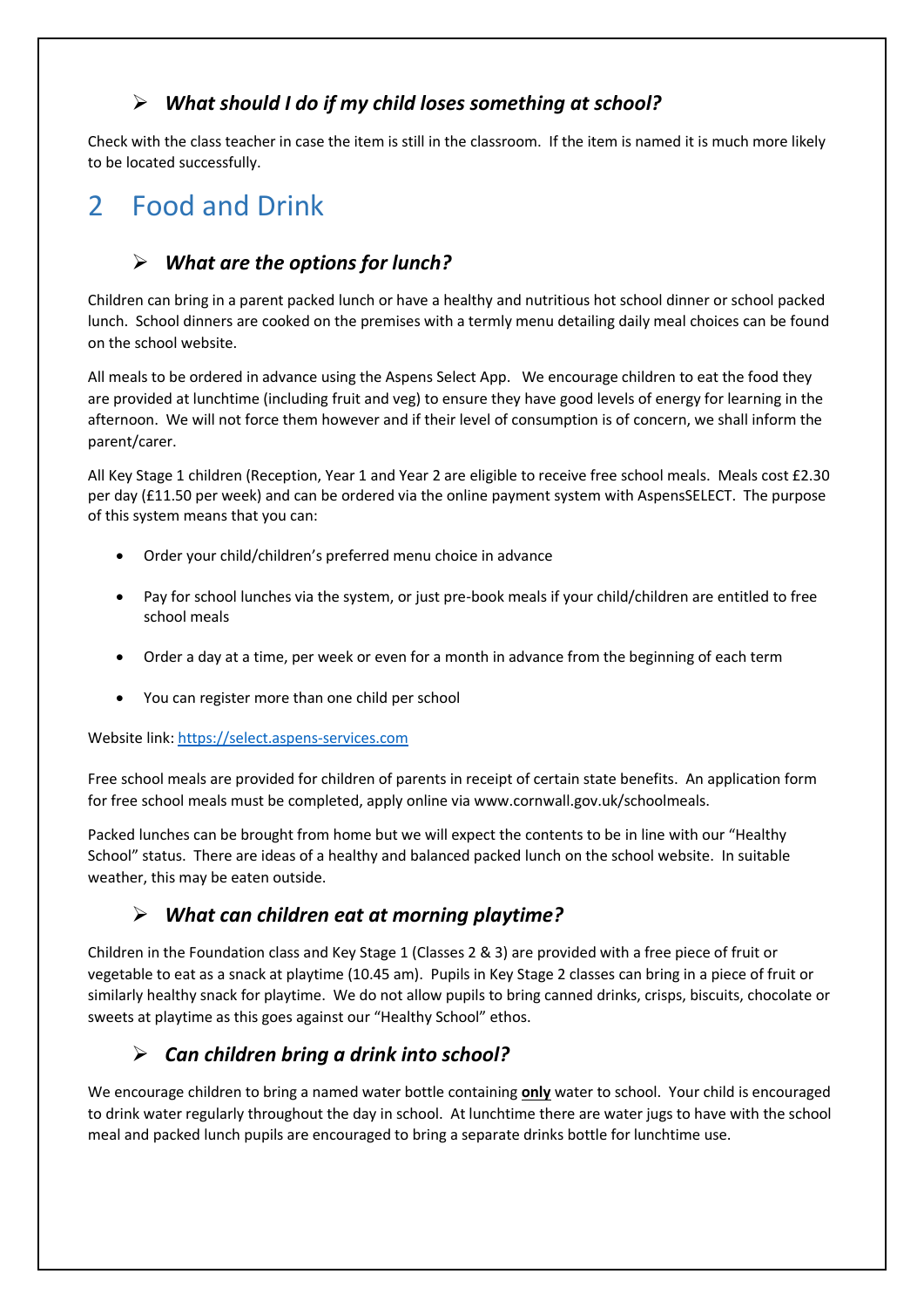### *What should I do if my child loses something at school?*

Check with the class teacher in case the item is still in the classroom. If the item is named it is much more likely to be located successfully.

## 2 Food and Drink

### *What are the options for lunch?*

Children can bring in a parent packed lunch or have a healthy and nutritious hot school dinner or school packed lunch. School dinners are cooked on the premises with a termly menu detailing daily meal choices can be found on the school website.

All meals to be ordered in advance using the Aspens Select App. We encourage children to eat the food they are provided at lunchtime (including fruit and veg) to ensure they have good levels of energy for learning in the afternoon. We will not force them however and if their level of consumption is of concern, we shall inform the parent/carer.

All Key Stage 1 children (Reception, Year 1 and Year 2 are eligible to receive free school meals. Meals cost £2.30 per day (£11.50 per week) and can be ordered via the online payment system with AspensSELECT. The purpose of this system means that you can:

- Order your child/children's preferred menu choice in advance
- Pay for school lunches via the system, or just pre-book meals if your child/children are entitled to free school meals
- Order a day at a time, per week or even for a month in advance from the beginning of each term
- You can register more than one child per school

Website link: [https://select.aspens-services.com](https://select.aspens-services.com)

Free school meals are provided for children of parents in receipt of certain state benefits. An application form for free school meals must be completed, apply online via www.cornwall.gov.uk/schoolmeals.

Packed lunches can be brought from home but we will expect the contents to be in line with our "Healthy School" status. There are ideas of a healthy and balanced packed lunch on the school website. In suitable weather, this may be eaten outside.

### *What can children eat at morning playtime?*

Children in the Foundation class and Key Stage 1 (Classes 2 & 3) are provided with a free piece of fruit or vegetable to eat as a snack at playtime (10.45 am). Pupils in Key Stage 2 classes can bring in a piece of fruit or similarly healthy snack for playtime. We do not allow pupils to bring canned drinks, crisps, biscuits, chocolate or sweets at playtime as this goes against our "Healthy School" ethos.

### *Can children bring a drink into school?*

We encourage children to bring a named water bottle containing **only** water to school. Your child is encouraged to drink water regularly throughout the day in school. At lunchtime there are water jugs to have with the school meal and packed lunch pupils are encouraged to bring a separate drinks bottle for lunchtime use.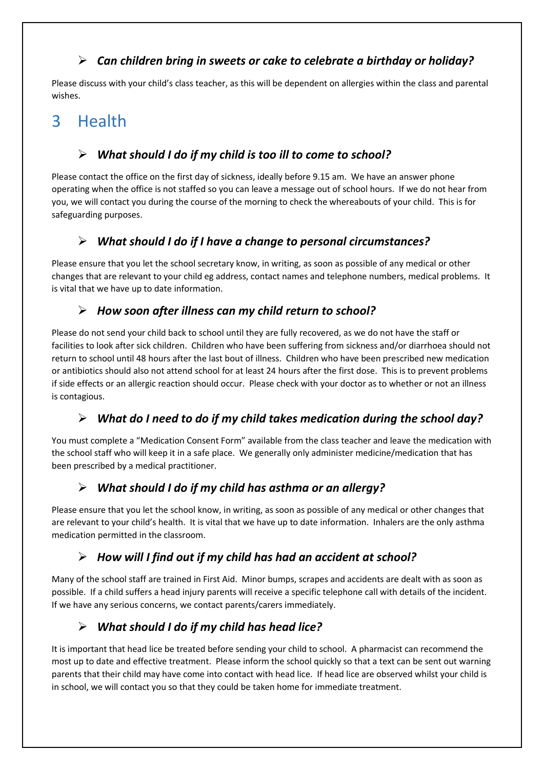### ➢ *Can children bring in sweets or cake to celebrate a birthday or holiday?*

Please discuss with your child's class teacher, as this will be dependent on allergies within the class and parental wishes.

# 3 Health

### ➢ *What should I do if my child is too ill to come to school?*

Please contact the office on the first day of sickness, ideally before 9.15 am. We have an answer phone operating when the office is not staffed so you can leave a message out of school hours. If we do not hear from you, we will contact you during the course of the morning to check the whereabouts of your child. This is for safeguarding purposes.

### ➢ *What should I do if I have a change to personal circumstances?*

Please ensure that you let the school secretary know, in writing, as soon as possible of any medical or other changes that are relevant to your child eg address, contact names and telephone numbers, medical problems. It is vital that we have up to date information.

### ➢ *How soon after illness can my child return to school?*

Please do not send your child back to school until they are fully recovered, as we do not have the staff or facilities to look after sick children. Children who have been suffering from sickness and/or diarrhoea should not return to school until 48 hours after the last bout of illness. Children who have been prescribed new medication or antibiotics should also not attend school for at least 24 hours after the first dose. This is to prevent problems if side effects or an allergic reaction should occur. Please check with your doctor as to whether or not an illness is contagious.

### ➢ *What do I need to do if my child takes medication during the school day?*

You must complete a "Medication Consent Form" available from the class teacher and leave the medication with the school staff who will keep it in a safe place. We generally only administer medicine/medication that has been prescribed by a medical practitioner.

### ➢ *What should I do if my child has asthma or an allergy?*

Please ensure that you let the school know, in writing, as soon as possible of any medical or other changes that are relevant to your child's health. It is vital that we have up to date information. Inhalers are the only asthma medication permitted in the classroom.

### ➢ *How will I find out if my child has had an accident at school?*

Many of the school staff are trained in First Aid. Minor bumps, scrapes and accidents are dealt with as soon as possible. If a child suffers a head injury parents will receive a specific telephone call with details of the incident. If we have any serious concerns, we contact parents/carers immediately.

### ➢ *What should I do if my child has head lice?*

It is important that head lice be treated before sending your child to school. A pharmacist can recommend the most up to date and effective treatment. Please inform the school quickly so that a text can be sent out warning parents that their child may have come into contact with head lice. If head lice are observed whilst your child is in school, we will contact you so that they could be taken home for immediate treatment.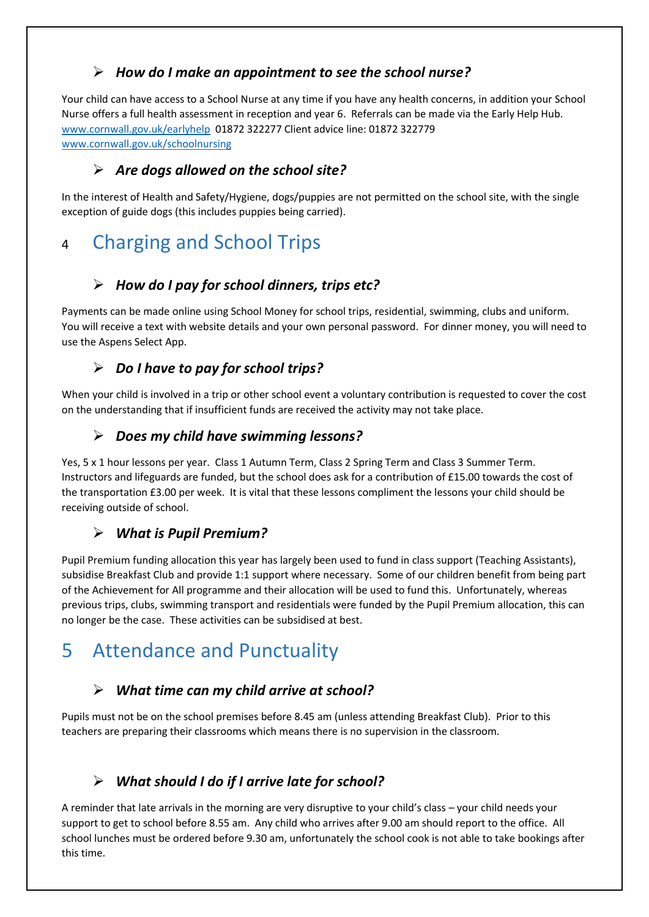### ➢ *How do I make an appointment to see the school nurse?*

Your child can have access to a School Nurse at any time if you have any health concerns, in addition your School Nurse offers a full health assessment in reception and year 6. Referrals can be made via the Early Help Hub. [www.cornwall.gov.uk/earlyhelp](http://www.cornwall.gov.uk/earlyhelp) 01872 322277 Client advice line: 01872 322779 [www.cornwall.gov.uk/schoolnursing](http://www.cornwall.gov.uk/schoolnursing)

### ➢ *Are dogs allowed on the school site?*

In the interest of Health and Safety/Hygiene, dogs/puppies are not permitted on the school site, with the single exception of guide dogs (this includes puppies being carried).

## 4 Charging and School Trips

### ➢ *How do I pay for school dinners, trips etc?*

Payments can be made online using School Money for school trips, residential, swimming, clubs and uniform. You will receive a text with website details and your own personal password. For dinner money, you will need to use the Aspens Select App.

### ➢ *Do I have to pay for school trips?*

When your child is involved in a trip or other school event a voluntary contribution is requested to cover the cost on the understanding that if insufficient funds are received the activity may not take place.

### ➢ *Does my child have swimming lessons?*

Yes, 5 x 1 hour lessons per year. Class 1 Autumn Term, Class 2 Spring Term and Class 3 Summer Term. Instructors and lifeguards are funded, but the school does ask for a contribution of £15.00 towards the cost of the transportation £3.00 per week. It is vital that these lessons compliment the lessons your child should be receiving outside of school.

### ➢ *What is Pupil Premium?*

Pupil Premium funding allocation this year has largely been used to fund in class support (Teaching Assistants), subsidise Breakfast Club and provide 1:1 support where necessary. Some of our children benefit from being part of the Achievement for All programme and their allocation will be used to fund this. Unfortunately, whereas previous trips, clubs, swimming transport and residentials were funded by the Pupil Premium allocation, this can no longer be the case. These activities can be subsidised at best.

## 5 Attendance and Punctuality

### ➢ *What time can my child arrive at school?*

Pupils must not be on the school premises before 8.45 am (unless attending Breakfast Club). Prior to this teachers are preparing their classrooms which means there is no supervision in the classroom.

### ➢ *What should I do if I arrive late for school?*

A reminder that late arrivals in the morning are very disruptive to your child's class – your child needs your support to get to school before 8.55 am. Any child who arrives after 9.00 am should report to the office. All school lunches must be ordered before 9.30 am, unfortunately the school cook is not able to take bookings after this time.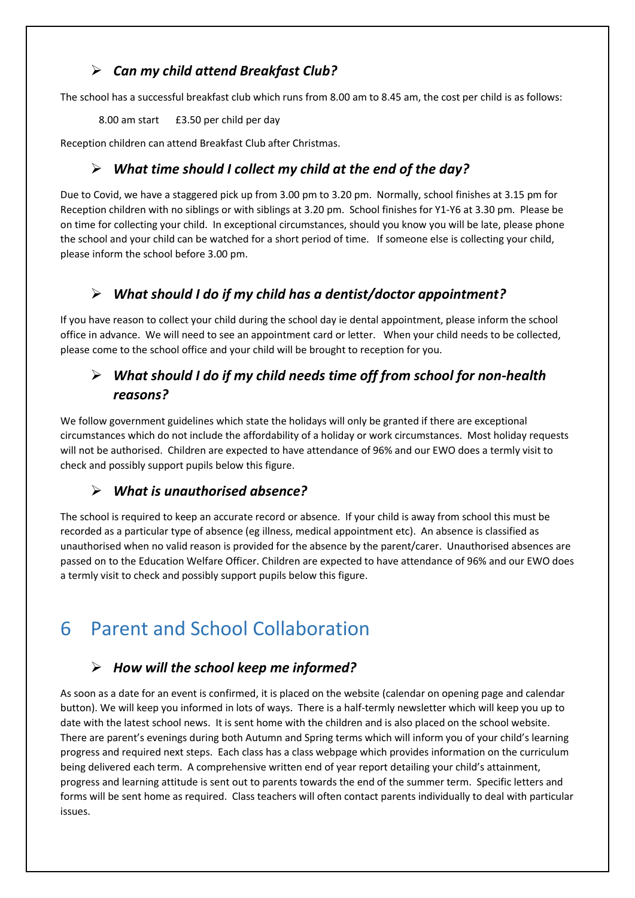- ***Can my child attend Breakfast Club?***

The school has a successful breakfast club which runs from 8.00 am to 8.45 am, the cost per child is as follows:

8.00 am start    £3.50 per child per day

Reception children can attend Breakfast Club after Christmas.

- ***What time should I collect my child at the end of the day?***

Due to Covid, we have a staggered pick up from 3.00 pm to 3.20 pm. Normally, school finishes at 3.15 pm for Reception children with no siblings or with siblings at 3.20 pm. School finishes for Y1-Y6 at 3.30 pm. Please be on time for collecting your child. In exceptional circumstances, should you know you will be late, please phone the school and your child can be watched for a short period of time. If someone else is collecting your child, please inform the school before 3.00 pm.

- ***What should I do if my child has a dentist/doctor appointment?***

If you have reason to collect your child during the school day ie dental appointment, please inform the school office in advance. We will need to see an appointment card or letter. When your child needs to be collected, please come to the school office and your child will be brought to reception for you.

- ***What should I do if my child needs time off from school for non-health reasons?***

We follow government guidelines which state the holidays will only be granted if there are exceptional circumstances which do not include the affordability of a holiday or work circumstances. Most holiday requests will not be authorised. Children are expected to have attendance of 96% and our EWO does a termly visit to check and possibly support pupils below this figure.

- ***What is unauthorised absence?***

The school is required to keep an accurate record or absence. If your child is away from school this must be recorded as a particular type of absence (eg illness, medical appointment etc). An absence is classified as unauthorised when no valid reason is provided for the absence by the parent/carer. Unauthorised absences are passed on to the Education Welfare Officer. Children are expected to have attendance of 96% and our EWO does a termly visit to check and possibly support pupils below this figure.

# 6 Parent and School Collaboration

- ***How will the school keep me informed?***

As soon as a date for an event is confirmed, it is placed on the website (calendar on opening page and calendar button). We will keep you informed in lots of ways. There is a half-termly newsletter which will keep you up to date with the latest school news. It is sent home with the children and is also placed on the school website. There are parent's evenings during both Autumn and Spring terms which will inform you of your child's learning progress and required next steps. Each class has a class webpage which provides information on the curriculum being delivered each term. A comprehensive written end of year report detailing your child's attainment, progress and learning attitude is sent out to parents towards the end of the summer term. Specific letters and forms will be sent home as required. Class teachers will often contact parents individually to deal with particular issues.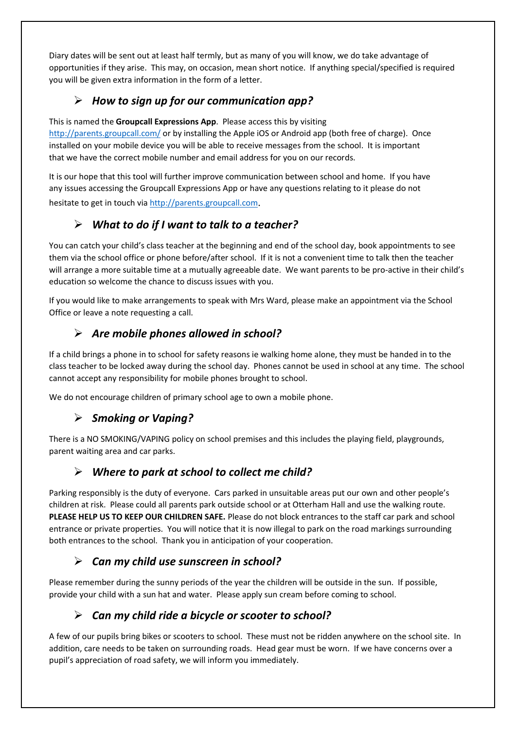Diary dates will be sent out at least half termly, but as many of you will know, we do take advantage of opportunities if they arise. This may, on occasion, mean short notice. If anything special/specified is required you will be given extra information in the form of a letter.

### ➢ *How to sign up for our communication app?*

This is named the **Groupcall Expressions App**. Please access this by visiting [http://parents.groupcall.com/](http://parents.groupcall.com/) or by installing the Apple iOS or Android app (both free of charge). Once installed on your mobile device you will be able to receive messages from the school. It is important that we have the correct mobile number and email address for you on our records.

It is our hope that this tool will further improve communication between school and home. If you have any issues accessing the Groupcall Expressions App or have any questions relating to it please do not hesitate to get in touch via [http://parents.groupcall.com](http://parents.groupcall.com).

### ➢ *What to do if I want to talk to a teacher?*

You can catch your child's class teacher at the beginning and end of the school day, book appointments to see them via the school office or phone before/after school. If it is not a convenient time to talk then the teacher will arrange a more suitable time at a mutually agreeable date. We want parents to be pro-active in their child's education so welcome the chance to discuss issues with you.

If you would like to make arrangements to speak with Mrs Ward, please make an appointment via the School Office or leave a note requesting a call.

### ➢ *Are mobile phones allowed in school?*

If a child brings a phone in to school for safety reasons ie walking home alone, they must be handed in to the class teacher to be locked away during the school day. Phones cannot be used in school at any time. The school cannot accept any responsibility for mobile phones brought to school.

We do not encourage children of primary school age to own a mobile phone.

### ➢ *Smoking or Vaping?*

There is a NO SMOKING/VAPING policy on school premises and this includes the playing field, playgrounds, parent waiting area and car parks.

### ➢ *Where to park at school to collect me child?*

Parking responsibly is the duty of everyone. Cars parked in unsuitable areas put our own and other people's children at risk. Please could all parents park outside school or at Otterham Hall and use the walking route. **PLEASE HELP US TO KEEP OUR CHILDREN SAFE.** Please do not block entrances to the staff car park and school entrance or private properties. You will notice that it is now illegal to park on the road markings surrounding both entrances to the school. Thank you in anticipation of your cooperation.

### ➢ *Can my child use sunscreen in school?*

Please remember during the sunny periods of the year the children will be outside in the sun. If possible, provide your child with a sun hat and water. Please apply sun cream before coming to school.

### ➢ *Can my child ride a bicycle or scooter to school?*

A few of our pupils bring bikes or scooters to school. These must not be ridden anywhere on the school site. In addition, care needs to be taken on surrounding roads. Head gear must be worn. If we have concerns over a pupil's appreciation of road safety, we will inform you immediately.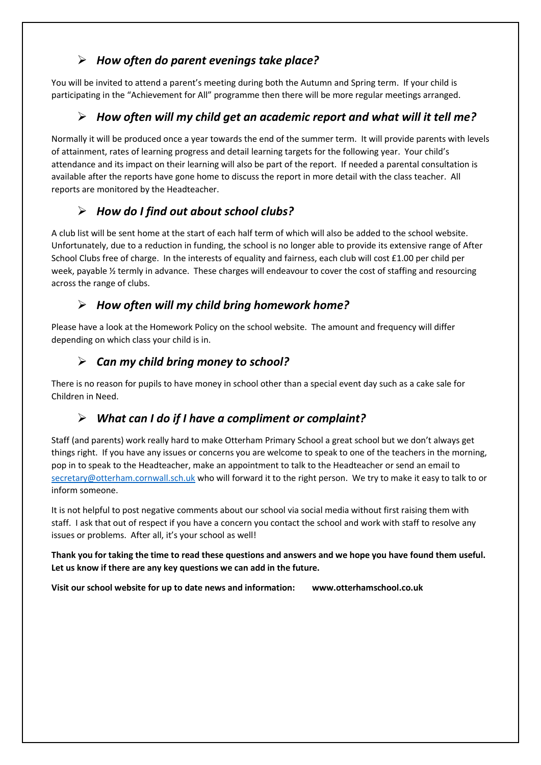### *How often do parent evenings take place?*

You will be invited to attend a parent's meeting during both the Autumn and Spring term. If your child is participating in the "Achievement for All" programme then there will be more regular meetings arranged.

### *How often will my child get an academic report and what will it tell me?*

Normally it will be produced once a year towards the end of the summer term. It will provide parents with levels of attainment, rates of learning progress and detail learning targets for the following year. Your child's attendance and its impact on their learning will also be part of the report. If needed a parental consultation is available after the reports have gone home to discuss the report in more detail with the class teacher. All reports are monitored by the Headteacher.

### *How do I find out about school clubs?*

A club list will be sent home at the start of each half term of which will also be added to the school website. Unfortunately, due to a reduction in funding, the school is no longer able to provide its extensive range of After School Clubs free of charge. In the interests of equality and fairness, each club will cost £1.00 per child per week, payable ½ termly in advance. These charges will endeavour to cover the cost of staffing and resourcing across the range of clubs.

### *How often will my child bring homework home?*

Please have a look at the Homework Policy on the school website. The amount and frequency will differ depending on which class your child is in.

### *Can my child bring money to school?*

There is no reason for pupils to have money in school other than a special event day such as a cake sale for Children in Need.

### *What can I do if I have a compliment or complaint?*

Staff (and parents) work really hard to make Otterham Primary School a great school but we don't always get things right. If you have any issues or concerns you are welcome to speak to one of the teachers in the morning, pop in to speak to the Headteacher, make an appointment to talk to the Headteacher or send an email to secretary@otterham.cornwall.sch.uk who will forward it to the right person. We try to make it easy to talk to or inform someone.

It is not helpful to post negative comments about our school via social media without first raising them with staff. I ask that out of respect if you have a concern you contact the school and work with staff to resolve any issues or problems. After all, it's your school as well!

**Thank you for taking the time to read these questions and answers and we hope you have found them useful. Let us know if there are any key questions we can add in the future.**

**Visit our school website for up to date news and information: www.otterhamschool.co.uk**